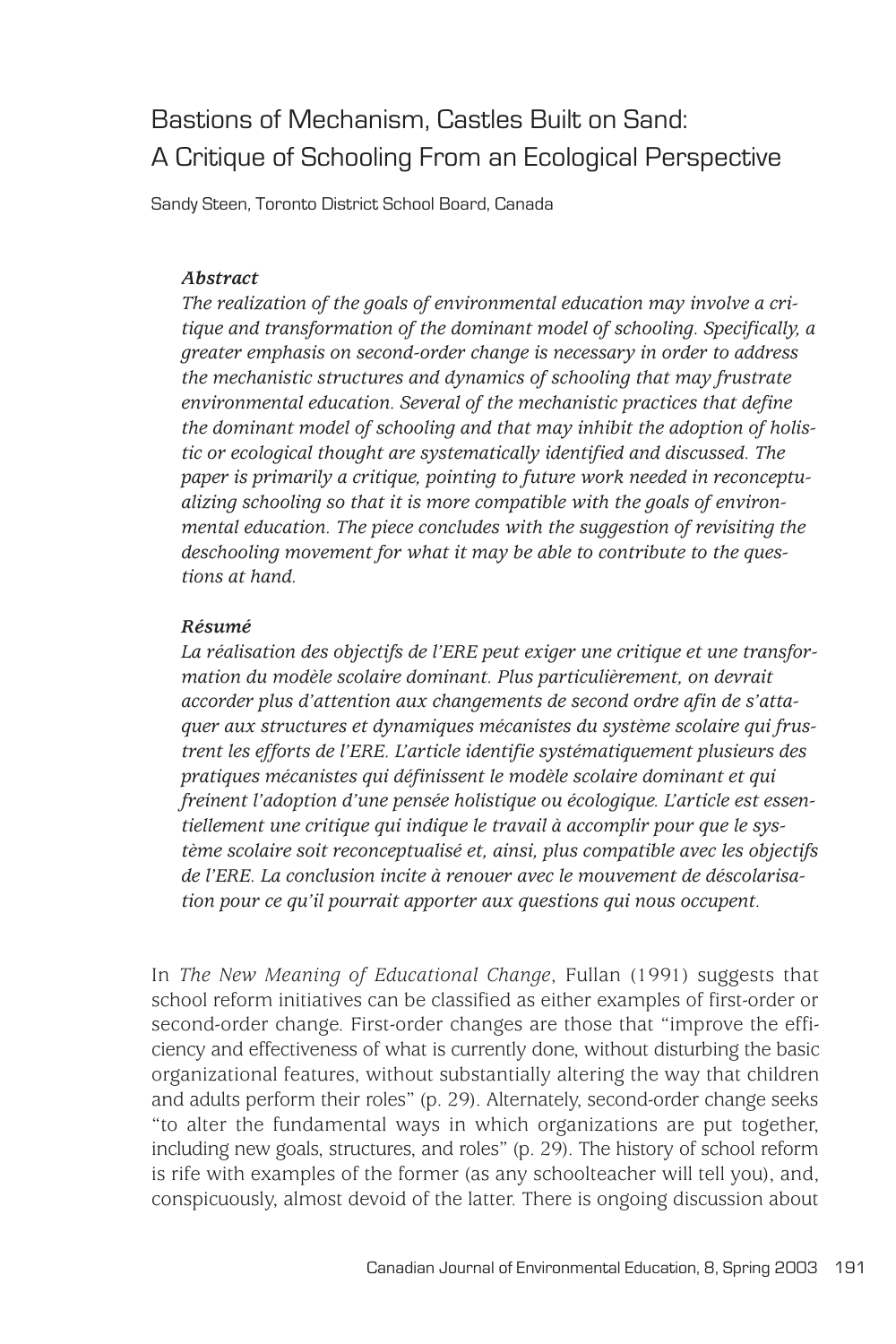# Bastions of Mechanism, Castles Built on Sand: A Critique of Schooling From an Ecological Perspective

Sandy Steen, Toronto District School Board, Canada

***Abstract***

*The realization of the goals of environmental education may involve a critique and transformation of the dominant model of schooling. Specifically, a greater emphasis on second-order change is necessary in order to address the mechanistic structures and dynamics of schooling that may frustrate environmental education. Several of the mechanistic practices that define the dominant model of schooling and that may inhibit the adoption of holistic or ecological thought are systematically identified and discussed. The paper is primarily a critique, pointing to future work needed in reconceptualizing schooling so that it is more compatible with the goals of environmental education. The piece concludes with the suggestion of revisiting the deschooling movement for what it may be able to contribute to the questions at hand.*

***Résumé***

*La réalisation des objectifs de l'ERE peut exiger une critique et une transformation du modèle scolaire dominant. Plus particulièrement, on devrait accorder plus d'attention aux changements de second ordre afin de s'attaquer aux structures et dynamiques mécanistes du système scolaire qui frustrent les efforts de l'ERE. L'article identifie systématiquement plusieurs des pratiques mécanistes qui définissent le modèle scolaire dominant et qui freinent l'adoption d'une pensée holistique ou écologique. L'article est essentiellement une critique qui indique le travail à accomplir pour que le système scolaire soit reconceptualisé et, ainsi, plus compatible avec les objectifs de l'ERE. La conclusion incite à renouer avec le mouvement de déscolarisation pour ce qu'il pourrait apporter aux questions qui nous occupent.*

In *The New Meaning of Educational Change*, Fullan (1991) suggests that school reform initiatives can be classified as either examples of first-order or second-order change. First-order changes are those that "improve the efficiency and effectiveness of what is currently done, without disturbing the basic organizational features, without substantially altering the way that children and adults perform their roles" (p. 29). Alternately, second-order change seeks "to alter the fundamental ways in which organizations are put together, including new goals, structures, and roles" (p. 29). The history of school reform is rife with examples of the former (as any schoolteacher will tell you), and, conspicuously, almost devoid of the latter. There is ongoing discussion about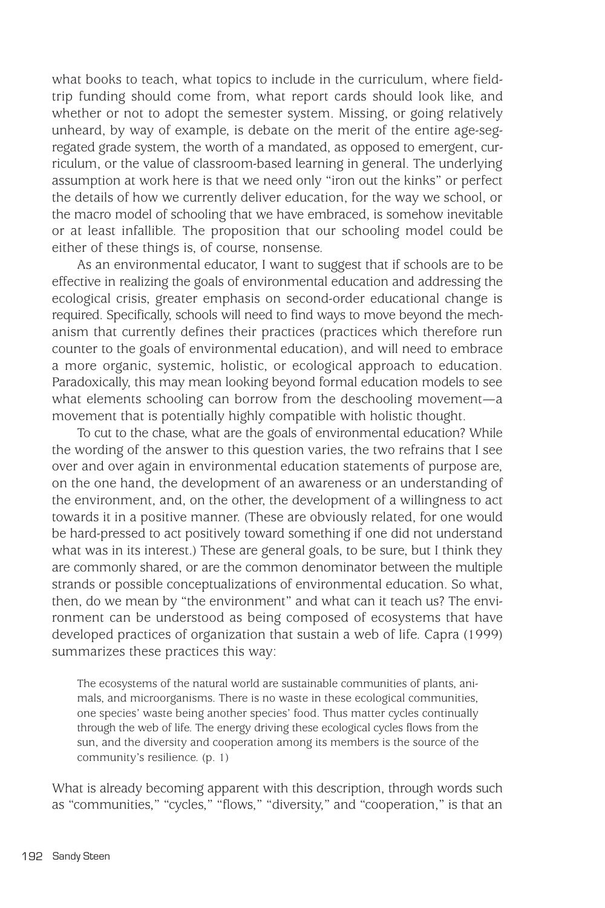what books to teach, what topics to include in the curriculum, where field-trip funding should come from, what report cards should look like, and whether or not to adopt the semester system. Missing, or going relatively unheard, by way of example, is debate on the merit of the entire age-segregated grade system, the worth of a mandated, as opposed to emergent, curriculum, or the value of classroom-based learning in general. The underlying assumption at work here is that we need only "iron out the kinks" or perfect the details of how we currently deliver education, for the way we school, or the macro model of schooling that we have embraced, is somehow inevitable or at least infallible. The proposition that our schooling model could be either of these things is, of course, nonsense.

As an environmental educator, I want to suggest that if schools are to be effective in realizing the goals of environmental education and addressing the ecological crisis, greater emphasis on second-order educational change is required. Specifically, schools will need to find ways to move beyond the mechanism that currently defines their practices (practices which therefore run counter to the goals of environmental education), and will need to embrace a more organic, systemic, holistic, or ecological approach to education. Paradoxically, this may mean looking beyond formal education models to see what elements schooling can borrow from the deschooling movement—a movement that is potentially highly compatible with holistic thought.

To cut to the chase, what are the goals of environmental education? While the wording of the answer to this question varies, the two refrains that I see over and over again in environmental education statements of purpose are, on the one hand, the development of an awareness or an understanding of the environment, and, on the other, the development of a willingness to act towards it in a positive manner. (These are obviously related, for one would be hard-pressed to act positively toward something if one did not understand what was in its interest.) These are general goals, to be sure, but I think they are commonly shared, or are the common denominator between the multiple strands or possible conceptualizations of environmental education. So what, then, do we mean by "the environment" and what can it teach us? The environment can be understood as being composed of ecosystems that have developed practices of organization that sustain a web of life. Capra (1999) summarizes these practices this way:

> The ecosystems of the natural world are sustainable communities of plants, animals, and microorganisms. There is no waste in these ecological communities, one species' waste being another species' food. Thus matter cycles continually through the web of life. The energy driving these ecological cycles flows from the sun, and the diversity and cooperation among its members is the source of the community's resilience. (p. 1)

What is already becoming apparent with this description, through words such as "communities," "cycles," "flows," "diversity," and "cooperation," is that an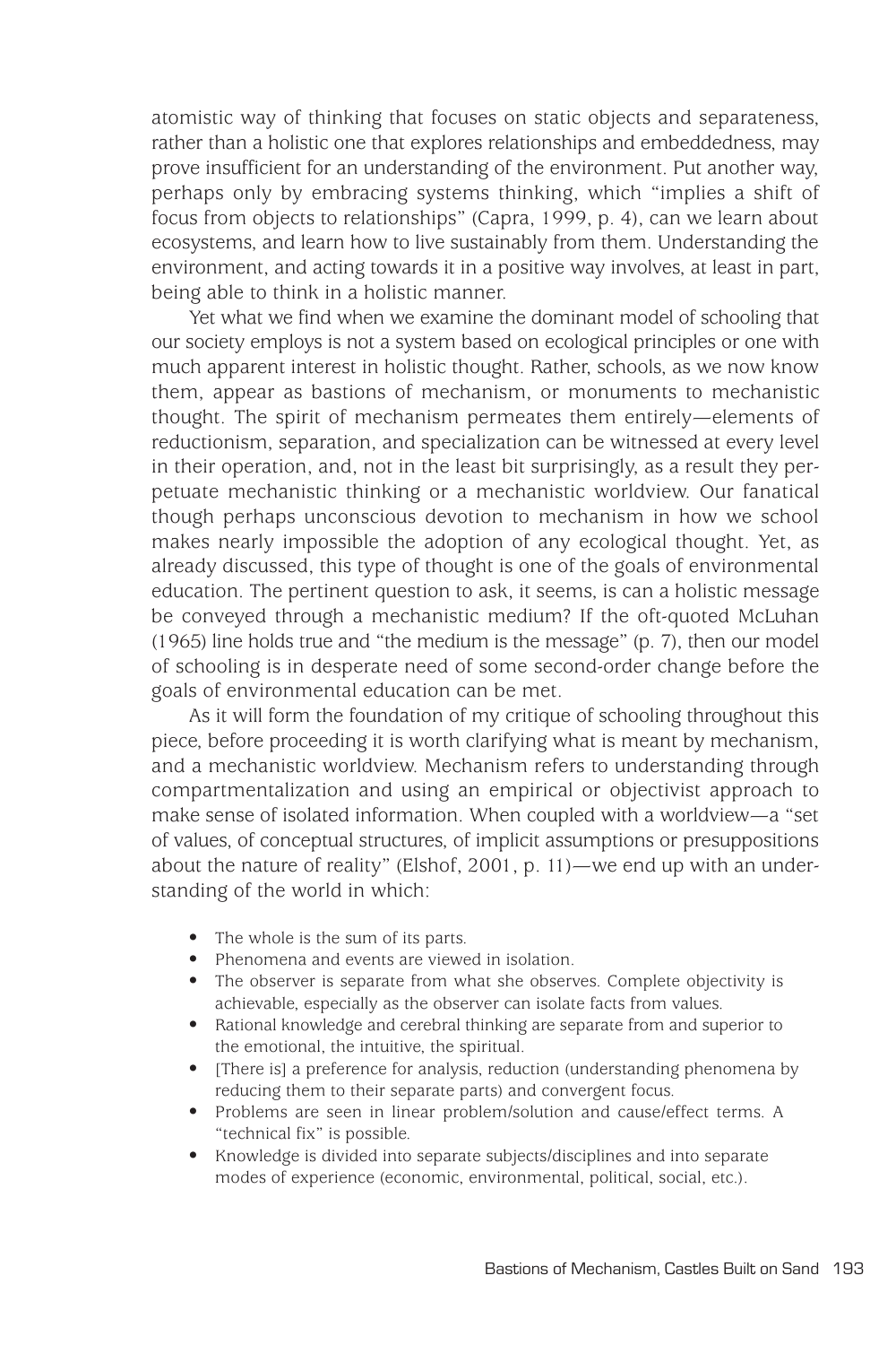atomistic way of thinking that focuses on static objects and separateness, rather than a holistic one that explores relationships and embeddedness, may prove insufficient for an understanding of the environment. Put another way, perhaps only by embracing systems thinking, which "implies a shift of focus from objects to relationships" (Capra, 1999, p. 4), can we learn about ecosystems, and learn how to live sustainably from them. Understanding the environment, and acting towards it in a positive way involves, at least in part, being able to think in a holistic manner.

Yet what we find when we examine the dominant model of schooling that our society employs is not a system based on ecological principles or one with much apparent interest in holistic thought. Rather, schools, as we now know them, appear as bastions of mechanism, or monuments to mechanistic thought. The spirit of mechanism permeates them entirely—elements of reductionism, separation, and specialization can be witnessed at every level in their operation, and, not in the least bit surprisingly, as a result they perpetuate mechanistic thinking or a mechanistic worldview. Our fanatical though perhaps unconscious devotion to mechanism in how we school makes nearly impossible the adoption of any ecological thought. Yet, as already discussed, this type of thought is one of the goals of environmental education. The pertinent question to ask, it seems, is can a holistic message be conveyed through a mechanistic medium? If the oft-quoted McLuhan (1965) line holds true and "the medium is the message" (p. 7), then our model of schooling is in desperate need of some second-order change before the goals of environmental education can be met.

As it will form the foundation of my critique of schooling throughout this piece, before proceeding it is worth clarifying what is meant by mechanism, and a mechanistic worldview. Mechanism refers to understanding through compartmentalization and using an empirical or objectivist approach to make sense of isolated information. When coupled with a worldview—a "set of values, of conceptual structures, of implicit assumptions or presuppositions about the nature of reality" (Elshof, 2001, p. 11)—we end up with an understanding of the world in which:

- The whole is the sum of its parts.
- Phenomena and events are viewed in isolation.
- The observer is separate from what she observes. Complete objectivity is achievable, especially as the observer can isolate facts from values.
- Rational knowledge and cerebral thinking are separate from and superior to the emotional, the intuitive, the spiritual.
- [There is] a preference for analysis, reduction (understanding phenomena by reducing them to their separate parts) and convergent focus.
- Problems are seen in linear problem/solution and cause/effect terms. A "technical fix" is possible.
- Knowledge is divided into separate subjects/disciplines and into separate modes of experience (economic, environmental, political, social, etc.).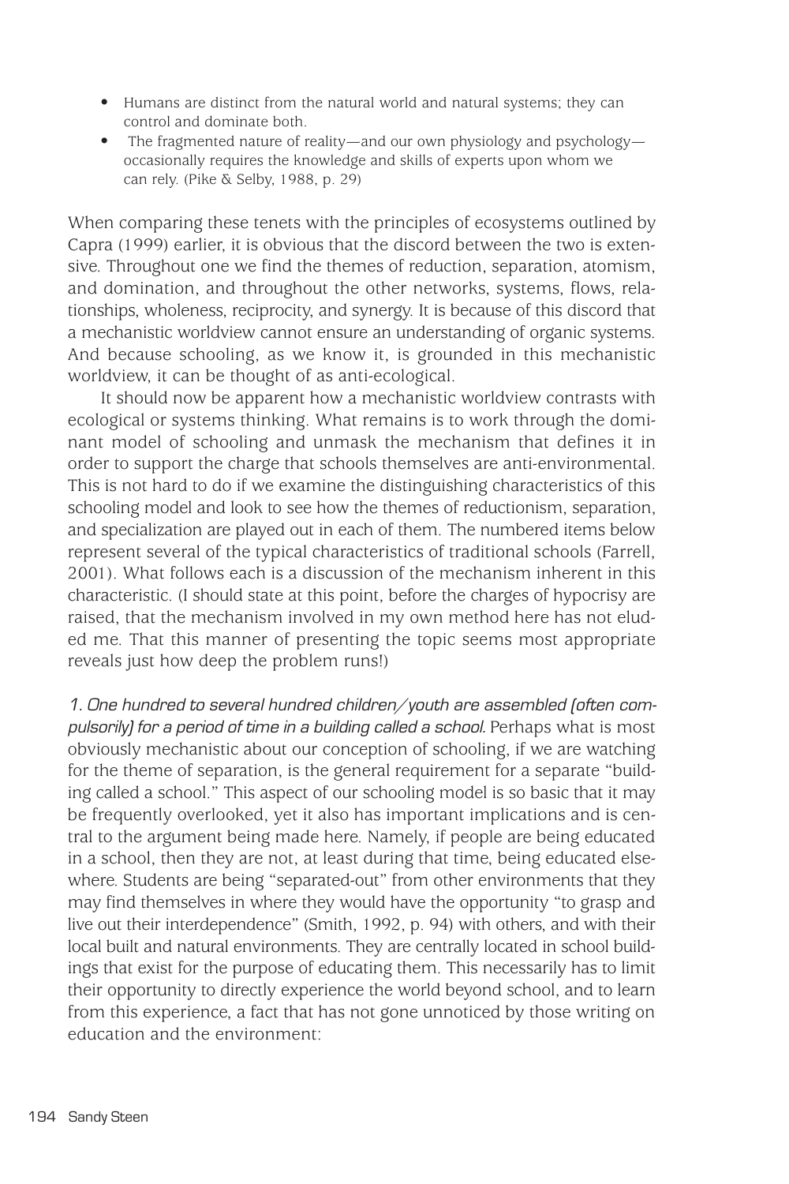- Humans are distinct from the natural world and natural systems; they can control and dominate both.
- The fragmented nature of reality—and our own physiology and psychology—occasionally requires the knowledge and skills of experts upon whom we can rely. (Pike & Selby, 1988, p. 29)

When comparing these tenets with the principles of ecosystems outlined by Capra (1999) earlier, it is obvious that the discord between the two is extensive. Throughout one we find the themes of reduction, separation, atomism, and domination, and throughout the other networks, systems, flows, relationships, wholeness, reciprocity, and synergy. It is because of this discord that a mechanistic worldview cannot ensure an understanding of organic systems. And because schooling, as we know it, is grounded in this mechanistic worldview, it can be thought of as anti-ecological.

It should now be apparent how a mechanistic worldview contrasts with ecological or systems thinking. What remains is to work through the dominant model of schooling and unmask the mechanism that defines it in order to support the charge that schools themselves are anti-environmental. This is not hard to do if we examine the distinguishing characteristics of this schooling model and look to see how the themes of reductionism, separation, and specialization are played out in each of them. The numbered items below represent several of the typical characteristics of traditional schools (Farrell, 2001). What follows each is a discussion of the mechanism inherent in this characteristic. (I should state at this point, before the charges of hypocrisy are raised, that the mechanism involved in my own method here has not eluded me. That this manner of presenting the topic seems most appropriate reveals just how deep the problem runs!)

*1. One hundred to several hundred children/youth are assembled (often compulsorily) for a period of time in a building called a school.* Perhaps what is most obviously mechanistic about our conception of schooling, if we are watching for the theme of separation, is the general requirement for a separate "building called a school." This aspect of our schooling model is so basic that it may be frequently overlooked, yet it also has important implications and is central to the argument being made here. Namely, if people are being educated in a school, then they are not, at least during that time, being educated elsewhere. Students are being "separated-out" from other environments that they may find themselves in where they would have the opportunity "to grasp and live out their interdependence" (Smith, 1992, p. 94) with others, and with their local built and natural environments. They are centrally located in school buildings that exist for the purpose of educating them. This necessarily has to limit their opportunity to directly experience the world beyond school, and to learn from this experience, a fact that has not gone unnoticed by those writing on education and the environment: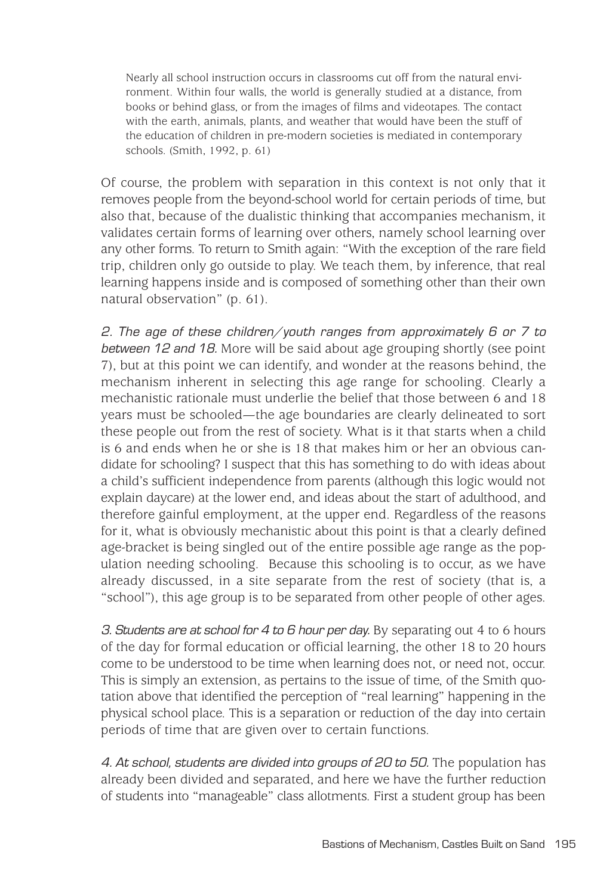> Nearly all school instruction occurs in classrooms cut off from the natural environment. Within four walls, the world is generally studied at a distance, from books or behind glass, or from the images of films and videotapes. The contact with the earth, animals, plants, and weather that would have been the stuff of the education of children in pre-modern societies is mediated in contemporary schools. (Smith, 1992, p. 61)

Of course, the problem with separation in this context is not only that it removes people from the beyond-school world for certain periods of time, but also that, because of the dualistic thinking that accompanies mechanism, it validates certain forms of learning over others, namely school learning over any other forms. To return to Smith again: "With the exception of the rare field trip, children only go outside to play. We teach them, by inference, that real learning happens inside and is composed of something other than their own natural observation" (p. 61).

*2. The age of these children/youth ranges from approximately 6 or 7 to between 12 and 18.* More will be said about age grouping shortly (see point 7), but at this point we can identify, and wonder at the reasons behind, the mechanism inherent in selecting this age range for schooling. Clearly a mechanistic rationale must underlie the belief that those between 6 and 18 years must be schooled—the age boundaries are clearly delineated to sort these people out from the rest of society. What is it that starts when a child is 6 and ends when he or she is 18 that makes him or her an obvious candidate for schooling? I suspect that this has something to do with ideas about a child's sufficient independence from parents (although this logic would not explain daycare) at the lower end, and ideas about the start of adulthood, and therefore gainful employment, at the upper end. Regardless of the reasons for it, what is obviously mechanistic about this point is that a clearly defined age-bracket is being singled out of the entire possible age range as the population needing schooling. Because this schooling is to occur, as we have already discussed, in a site separate from the rest of society (that is, a "school"), this age group is to be separated from other people of other ages.

*3. Students are at school for 4 to 6 hour per day.* By separating out 4 to 6 hours of the day for formal education or official learning, the other 18 to 20 hours come to be understood to be time when learning does not, or need not, occur. This is simply an extension, as pertains to the issue of time, of the Smith quotation above that identified the perception of "real learning" happening in the physical school place. This is a separation or reduction of the day into certain periods of time that are given over to certain functions.

*4. At school, students are divided into groups of 20 to 50.* The population has already been divided and separated, and here we have the further reduction of students into "manageable" class allotments. First a student group has been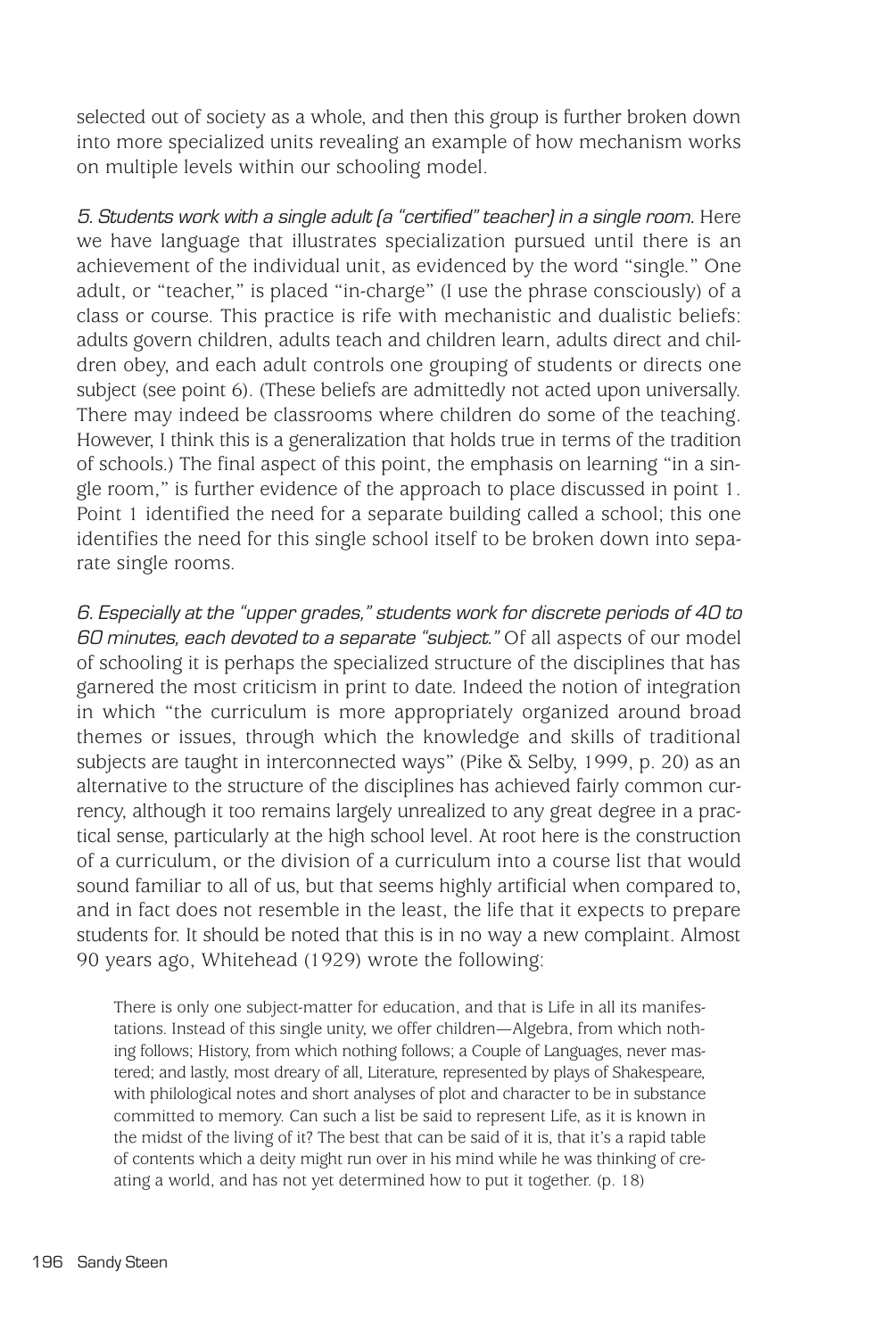selected out of society as a whole, and then this group is further broken down into more specialized units revealing an example of how mechanism works on multiple levels within our schooling model.

*5. Students work with a single adult (a "certified" teacher) in a single room.* Here we have language that illustrates specialization pursued until there is an achievement of the individual unit, as evidenced by the word "single." One adult, or "teacher," is placed "in-charge" (I use the phrase consciously) of a class or course. This practice is rife with mechanistic and dualistic beliefs: adults govern children, adults teach and children learn, adults direct and children obey, and each adult controls one grouping of students or directs one subject (see point 6). (These beliefs are admittedly not acted upon universally. There may indeed be classrooms where children do some of the teaching. However, I think this is a generalization that holds true in terms of the tradition of schools.) The final aspect of this point, the emphasis on learning "in a single room," is further evidence of the approach to place discussed in point 1. Point 1 identified the need for a separate building called a school; this one identifies the need for this single school itself to be broken down into separate single rooms.

*6. Especially at the "upper grades," students work for discrete periods of 40 to 60 minutes, each devoted to a separate "subject."* Of all aspects of our model of schooling it is perhaps the specialized structure of the disciplines that has garnered the most criticism in print to date. Indeed the notion of integration in which "the curriculum is more appropriately organized around broad themes or issues, through which the knowledge and skills of traditional subjects are taught in interconnected ways" (Pike & Selby, 1999, p. 20) as an alternative to the structure of the disciplines has achieved fairly common currency, although it too remains largely unrealized to any great degree in a practical sense, particularly at the high school level. At root here is the construction of a curriculum, or the division of a curriculum into a course list that would sound familiar to all of us, but that seems highly artificial when compared to, and in fact does not resemble in the least, the life that it expects to prepare students for. It should be noted that this is in no way a new complaint. Almost 90 years ago, Whitehead (1929) wrote the following:

> There is only one subject-matter for education, and that is Life in all its manifestations. Instead of this single unity, we offer children—Algebra, from which nothing follows; History, from which nothing follows; a Couple of Languages, never mastered; and lastly, most dreary of all, Literature, represented by plays of Shakespeare, with philological notes and short analyses of plot and character to be in substance committed to memory. Can such a list be said to represent Life, as it is known in the midst of the living of it? The best that can be said of it is, that it's a rapid table of contents which a deity might run over in his mind while he was thinking of creating a world, and has not yet determined how to put it together. (p. 18)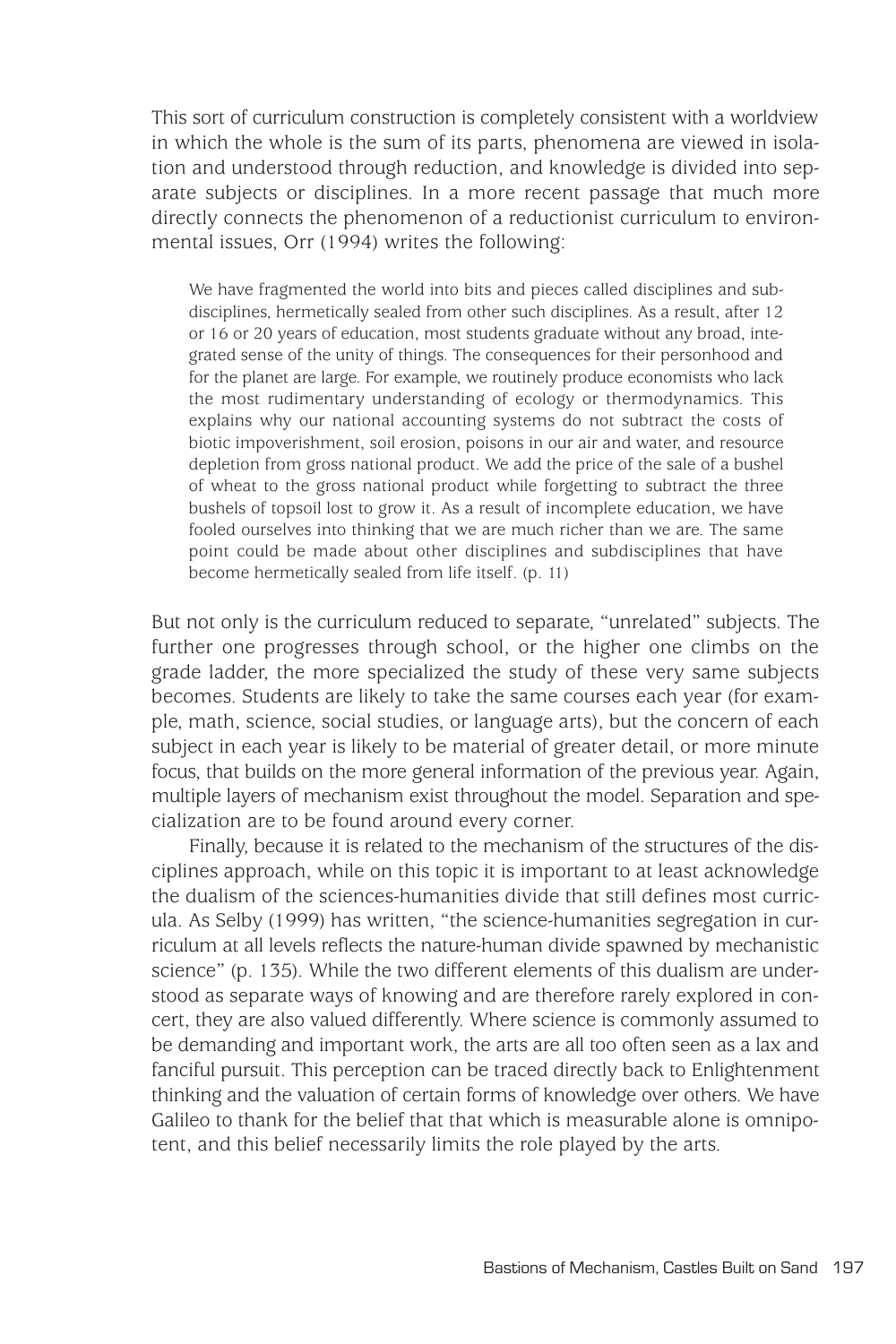This sort of curriculum construction is completely consistent with a worldview in which the whole is the sum of its parts, phenomena are viewed in isolation and understood through reduction, and knowledge is divided into separate subjects or disciplines. In a more recent passage that much more directly connects the phenomenon of a reductionist curriculum to environmental issues, Orr (1994) writes the following:

> We have fragmented the world into bits and pieces called disciplines and subdisciplines, hermetically sealed from other such disciplines. As a result, after 12 or 16 or 20 years of education, most students graduate without any broad, integrated sense of the unity of things. The consequences for their personhood and for the planet are large. For example, we routinely produce economists who lack the most rudimentary understanding of ecology or thermodynamics. This explains why our national accounting systems do not subtract the costs of biotic impoverishment, soil erosion, poisons in our air and water, and resource depletion from gross national product. We add the price of the sale of a bushel of wheat to the gross national product while forgetting to subtract the three bushels of topsoil lost to grow it. As a result of incomplete education, we have fooled ourselves into thinking that we are much richer than we are. The same point could be made about other disciplines and subdisciplines that have become hermetically sealed from life itself. (p. 11)

But not only is the curriculum reduced to separate, "unrelated" subjects. The further one progresses through school, or the higher one climbs on the grade ladder, the more specialized the study of these very same subjects becomes. Students are likely to take the same courses each year (for example, math, science, social studies, or language arts), but the concern of each subject in each year is likely to be material of greater detail, or more minute focus, that builds on the more general information of the previous year. Again, multiple layers of mechanism exist throughout the model. Separation and specialization are to be found around every corner.

Finally, because it is related to the mechanism of the structures of the disciplines approach, while on this topic it is important to at least acknowledge the dualism of the sciences-humanities divide that still defines most curricula. As Selby (1999) has written, "the science-humanities segregation in curriculum at all levels reflects the nature-human divide spawned by mechanistic science" (p. 135). While the two different elements of this dualism are understood as separate ways of knowing and are therefore rarely explored in concert, they are also valued differently. Where science is commonly assumed to be demanding and important work, the arts are all too often seen as a lax and fanciful pursuit. This perception can be traced directly back to Enlightenment thinking and the valuation of certain forms of knowledge over others. We have Galileo to thank for the belief that that which is measurable alone is omnipotent, and this belief necessarily limits the role played by the arts.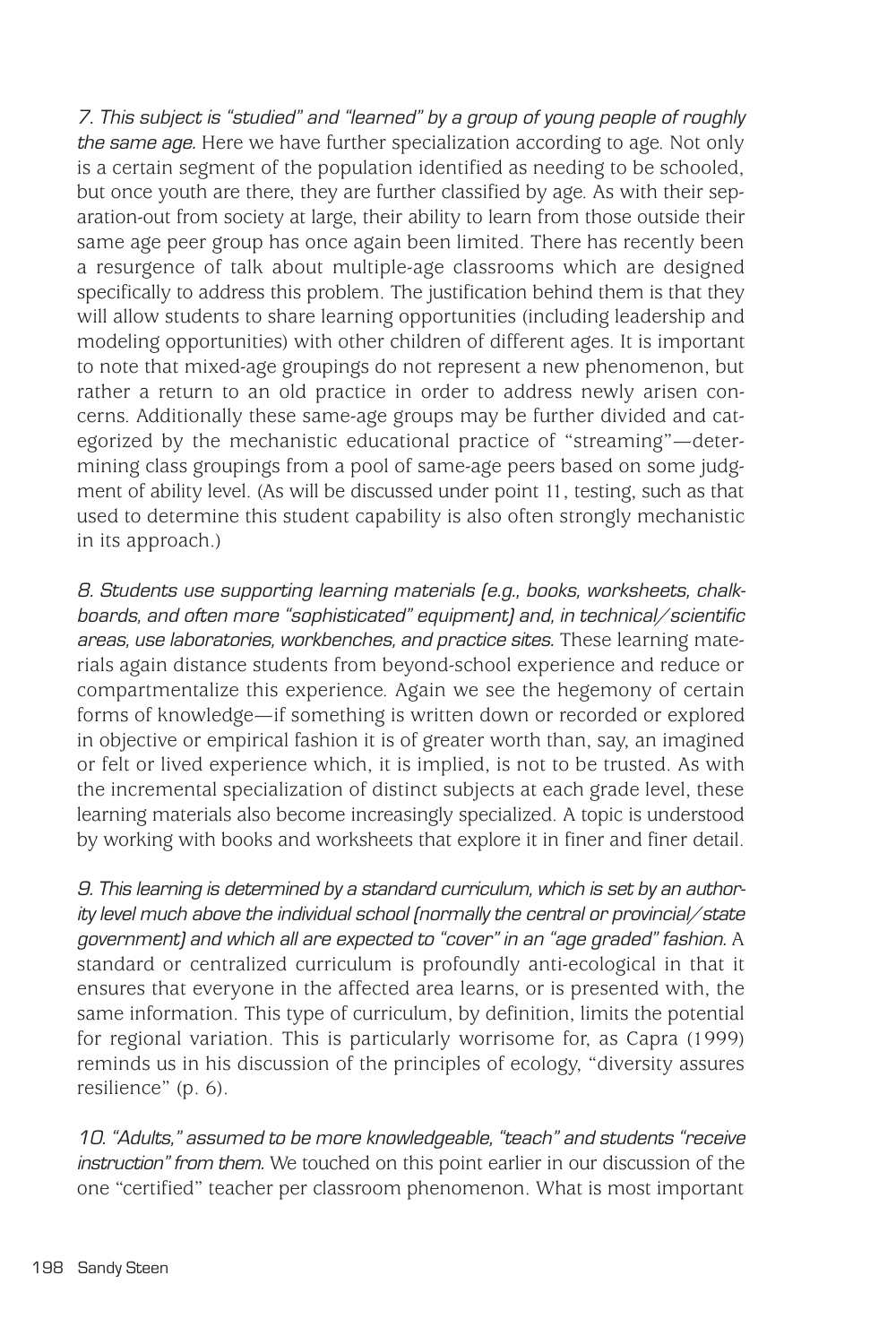*7. This subject is "studied" and "learned" by a group of young people of roughly the same age.* Here we have further specialization according to age. Not only is a certain segment of the population identified as needing to be schooled, but once youth are there, they are further classified by age. As with their separation-out from society at large, their ability to learn from those outside their same age peer group has once again been limited. There has recently been a resurgence of talk about multiple-age classrooms which are designed specifically to address this problem. The justification behind them is that they will allow students to share learning opportunities (including leadership and modeling opportunities) with other children of different ages. It is important to note that mixed-age groupings do not represent a new phenomenon, but rather a return to an old practice in order to address newly arisen concerns. Additionally these same-age groups may be further divided and categorized by the mechanistic educational practice of "streaming"—determining class groupings from a pool of same-age peers based on some judgment of ability level. (As will be discussed under point 11, testing, such as that used to determine this student capability is also often strongly mechanistic in its approach.)

*8. Students use supporting learning materials (e.g., books, worksheets, chalkboards, and often more "sophisticated" equipment) and, in technical/scientific areas, use laboratories, workbenches, and practice sites.* These learning materials again distance students from beyond-school experience and reduce or compartmentalize this experience. Again we see the hegemony of certain forms of knowledge—if something is written down or recorded or explored in objective or empirical fashion it is of greater worth than, say, an imagined or felt or lived experience which, it is implied, is not to be trusted. As with the incremental specialization of distinct subjects at each grade level, these learning materials also become increasingly specialized. A topic is understood by working with books and worksheets that explore it in finer and finer detail.

*9. This learning is determined by a standard curriculum, which is set by an authority level much above the individual school (normally the central or provincial/state government) and which all are expected to "cover" in an "age graded" fashion.* A standard or centralized curriculum is profoundly anti-ecological in that it ensures that everyone in the affected area learns, or is presented with, the same information. This type of curriculum, by definition, limits the potential for regional variation. This is particularly worrisome for, as Capra (1999) reminds us in his discussion of the principles of ecology, "diversity assures resilience" (p. 6).

*10. "Adults," assumed to be more knowledgeable, "teach" and students "receive instruction" from them.* We touched on this point earlier in our discussion of the one "certified" teacher per classroom phenomenon. What is most important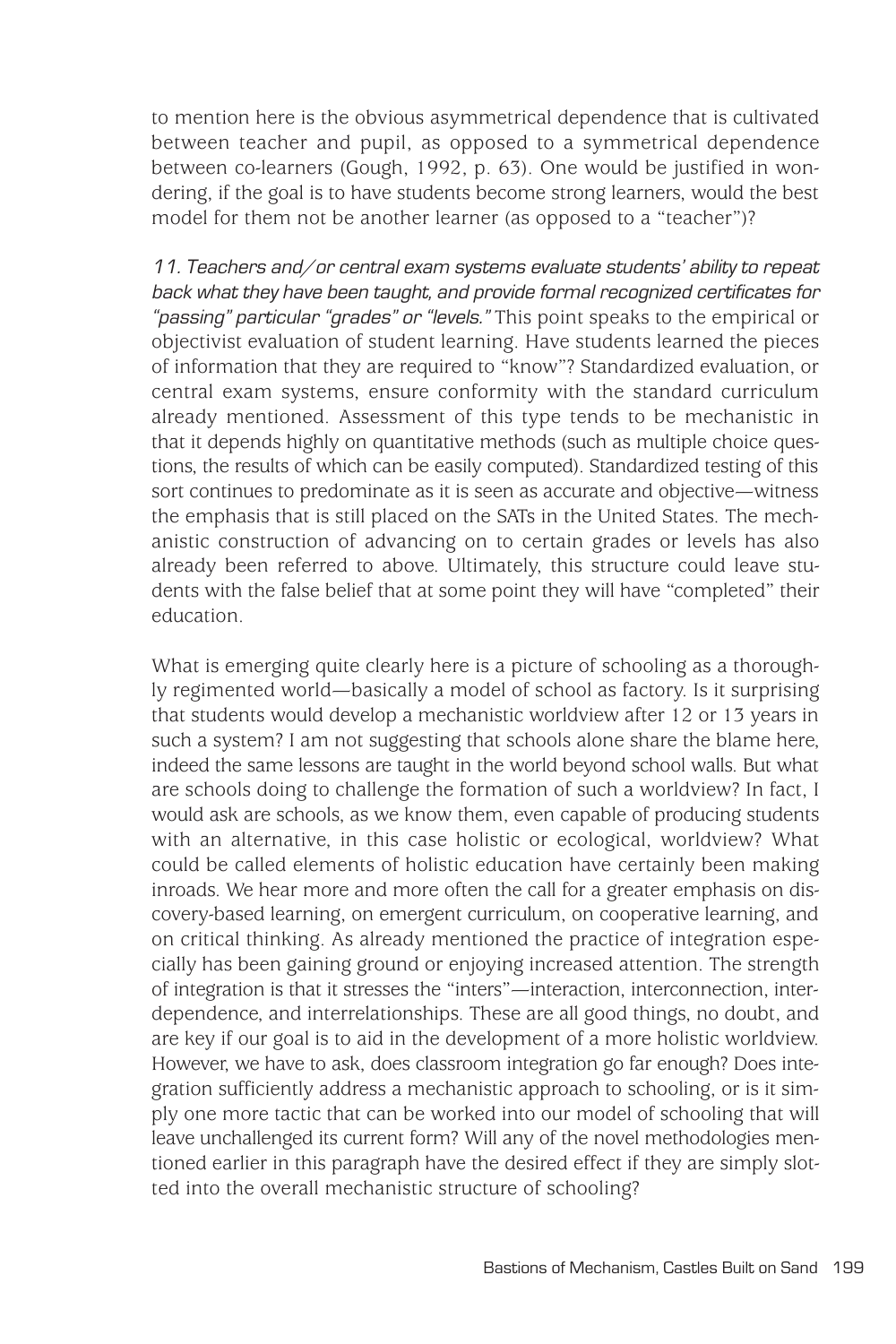to mention here is the obvious asymmetrical dependence that is cultivated between teacher and pupil, as opposed to a symmetrical dependence between co-learners (Gough, 1992, p. 63). One would be justified in wondering, if the goal is to have students become strong learners, would the best model for them not be another learner (as opposed to a "teacher")?

*11. Teachers and/or central exam systems evaluate students' ability to repeat back what they have been taught, and provide formal recognized certificates for "passing" particular "grades" or "levels."* This point speaks to the empirical or objectivist evaluation of student learning. Have students learned the pieces of information that they are required to "know"? Standardized evaluation, or central exam systems, ensure conformity with the standard curriculum already mentioned. Assessment of this type tends to be mechanistic in that it depends highly on quantitative methods (such as multiple choice questions, the results of which can be easily computed). Standardized testing of this sort continues to predominate as it is seen as accurate and objective—witness the emphasis that is still placed on the SATs in the United States. The mechanistic construction of advancing on to certain grades or levels has also already been referred to above. Ultimately, this structure could leave students with the false belief that at some point they will have "completed" their education.

What is emerging quite clearly here is a picture of schooling as a thoroughly regimented world—basically a model of school as factory. Is it surprising that students would develop a mechanistic worldview after 12 or 13 years in such a system? I am not suggesting that schools alone share the blame here, indeed the same lessons are taught in the world beyond school walls. But what are schools doing to challenge the formation of such a worldview? In fact, I would ask are schools, as we know them, even capable of producing students with an alternative, in this case holistic or ecological, worldview? What could be called elements of holistic education have certainly been making inroads. We hear more and more often the call for a greater emphasis on discovery-based learning, on emergent curriculum, on cooperative learning, and on critical thinking. As already mentioned the practice of integration especially has been gaining ground or enjoying increased attention. The strength of integration is that it stresses the "inters"—interaction, interconnection, interdependence, and interrelationships. These are all good things, no doubt, and are key if our goal is to aid in the development of a more holistic worldview. However, we have to ask, does classroom integration go far enough? Does integration sufficiently address a mechanistic approach to schooling, or is it simply one more tactic that can be worked into our model of schooling that will leave unchallenged its current form? Will any of the novel methodologies mentioned earlier in this paragraph have the desired effect if they are simply slotted into the overall mechanistic structure of schooling?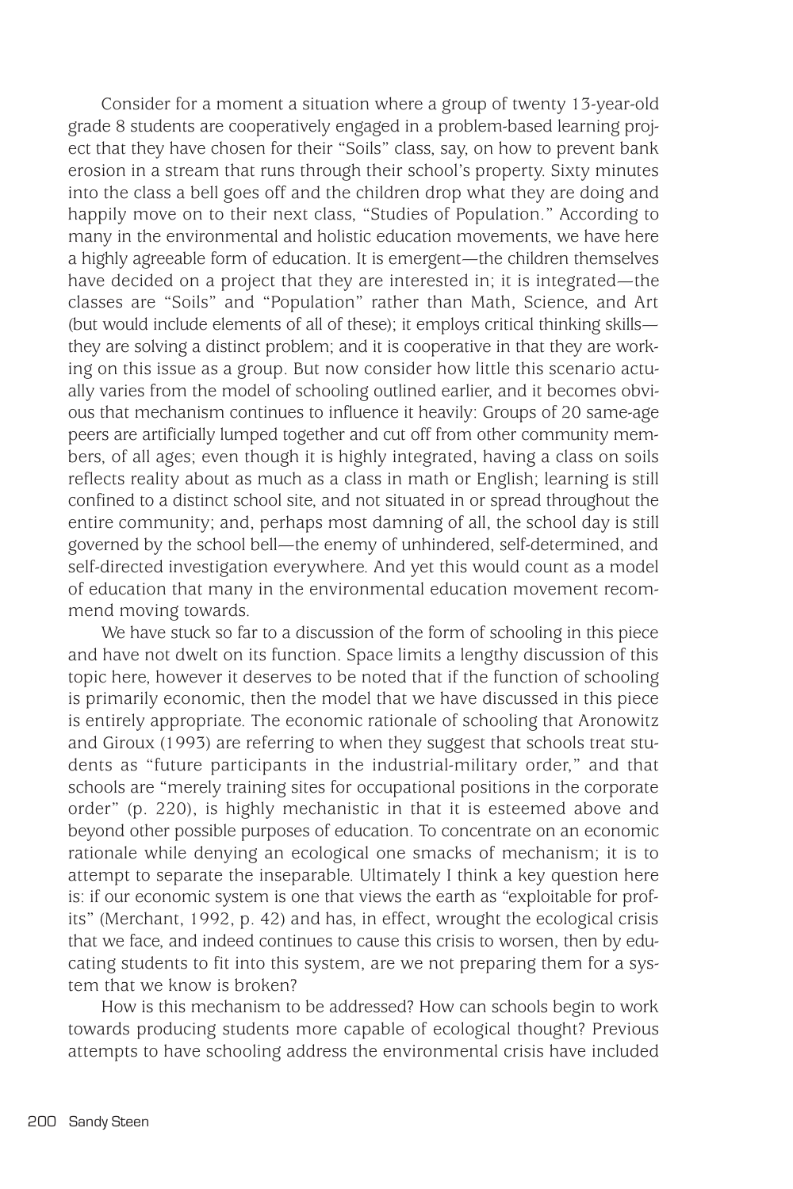Consider for a moment a situation where a group of twenty 13-year-old grade 8 students are cooperatively engaged in a problem-based learning project that they have chosen for their "Soils" class, say, on how to prevent bank erosion in a stream that runs through their school's property. Sixty minutes into the class a bell goes off and the children drop what they are doing and happily move on to their next class, "Studies of Population." According to many in the environmental and holistic education movements, we have here a highly agreeable form of education. It is emergent—the children themselves have decided on a project that they are interested in; it is integrated—the classes are "Soils" and "Population" rather than Math, Science, and Art (but would include elements of all of these); it employs critical thinking skills—they are solving a distinct problem; and it is cooperative in that they are working on this issue as a group. But now consider how little this scenario actually varies from the model of schooling outlined earlier, and it becomes obvious that mechanism continues to influence it heavily: Groups of 20 same-age peers are artificially lumped together and cut off from other community members, of all ages; even though it is highly integrated, having a class on soils reflects reality about as much as a class in math or English; learning is still confined to a distinct school site, and not situated in or spread throughout the entire community; and, perhaps most damning of all, the school day is still governed by the school bell—the enemy of unhindered, self-determined, and self-directed investigation everywhere. And yet this would count as a model of education that many in the environmental education movement recommend moving towards.

We have stuck so far to a discussion of the form of schooling in this piece and have not dwelt on its function. Space limits a lengthy discussion of this topic here, however it deserves to be noted that if the function of schooling is primarily economic, then the model that we have discussed in this piece is entirely appropriate. The economic rationale of schooling that Aronowitz and Giroux (1993) are referring to when they suggest that schools treat students as "future participants in the industrial-military order," and that schools are "merely training sites for occupational positions in the corporate order" (p. 220), is highly mechanistic in that it is esteemed above and beyond other possible purposes of education. To concentrate on an economic rationale while denying an ecological one smacks of mechanism; it is to attempt to separate the inseparable. Ultimately I think a key question here is: if our economic system is one that views the earth as "exploitable for profits" (Merchant, 1992, p. 42) and has, in effect, wrought the ecological crisis that we face, and indeed continues to cause this crisis to worsen, then by educating students to fit into this system, are we not preparing them for a system that we know is broken?

How is this mechanism to be addressed? How can schools begin to work towards producing students more capable of ecological thought? Previous attempts to have schooling address the environmental crisis have included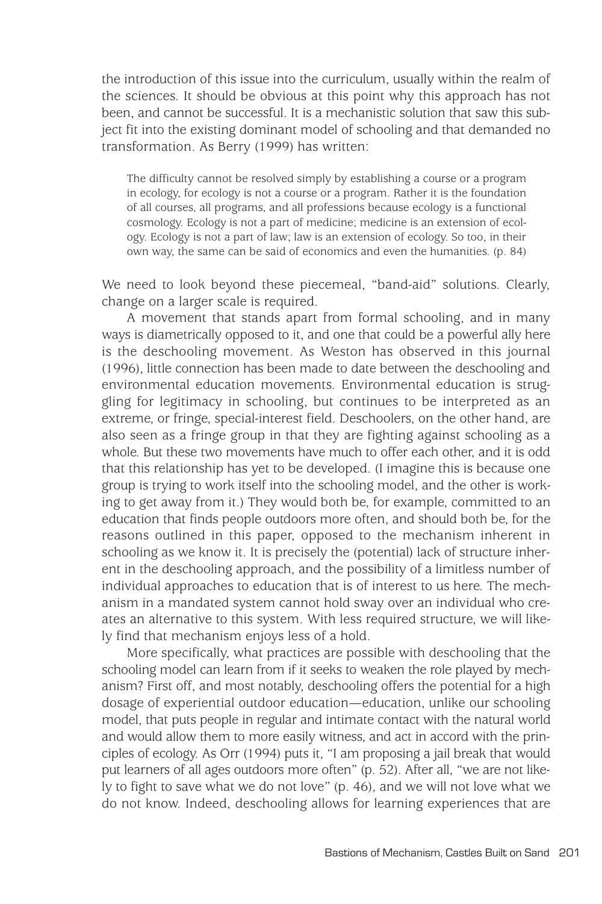the introduction of this issue into the curriculum, usually within the realm of the sciences. It should be obvious at this point why this approach has not been, and cannot be successful. It is a mechanistic solution that saw this subject fit into the existing dominant model of schooling and that demanded no transformation. As Berry (1999) has written:

> The difficulty cannot be resolved simply by establishing a course or a program in ecology, for ecology is not a course or a program. Rather it is the foundation of all courses, all programs, and all professions because ecology is a functional cosmology. Ecology is not a part of medicine; medicine is an extension of ecology. Ecology is not a part of law; law is an extension of ecology. So too, in their own way, the same can be said of economics and even the humanities. (p. 84)

We need to look beyond these piecemeal, "band-aid" solutions. Clearly, change on a larger scale is required.

A movement that stands apart from formal schooling, and in many ways is diametrically opposed to it, and one that could be a powerful ally here is the deschooling movement. As Weston has observed in this journal (1996), little connection has been made to date between the deschooling and environmental education movements. Environmental education is struggling for legitimacy in schooling, but continues to be interpreted as an extreme, or fringe, special-interest field. Deschoolers, on the other hand, are also seen as a fringe group in that they are fighting against schooling as a whole. But these two movements have much to offer each other, and it is odd that this relationship has yet to be developed. (I imagine this is because one group is trying to work itself into the schooling model, and the other is working to get away from it.) They would both be, for example, committed to an education that finds people outdoors more often, and should both be, for the reasons outlined in this paper, opposed to the mechanism inherent in schooling as we know it. It is precisely the (potential) lack of structure inherent in the deschooling approach, and the possibility of a limitless number of individual approaches to education that is of interest to us here. The mechanism in a mandated system cannot hold sway over an individual who creates an alternative to this system. With less required structure, we will likely find that mechanism enjoys less of a hold.

More specifically, what practices are possible with deschooling that the schooling model can learn from if it seeks to weaken the role played by mechanism? First off, and most notably, deschooling offers the potential for a high dosage of experiential outdoor education—education, unlike our schooling model, that puts people in regular and intimate contact with the natural world and would allow them to more easily witness, and act in accord with the principles of ecology. As Orr (1994) puts it, "I am proposing a jail break that would put learners of all ages outdoors more often" (p. 52). After all, "we are not likely to fight to save what we do not love" (p. 46), and we will not love what we do not know. Indeed, deschooling allows for learning experiences that are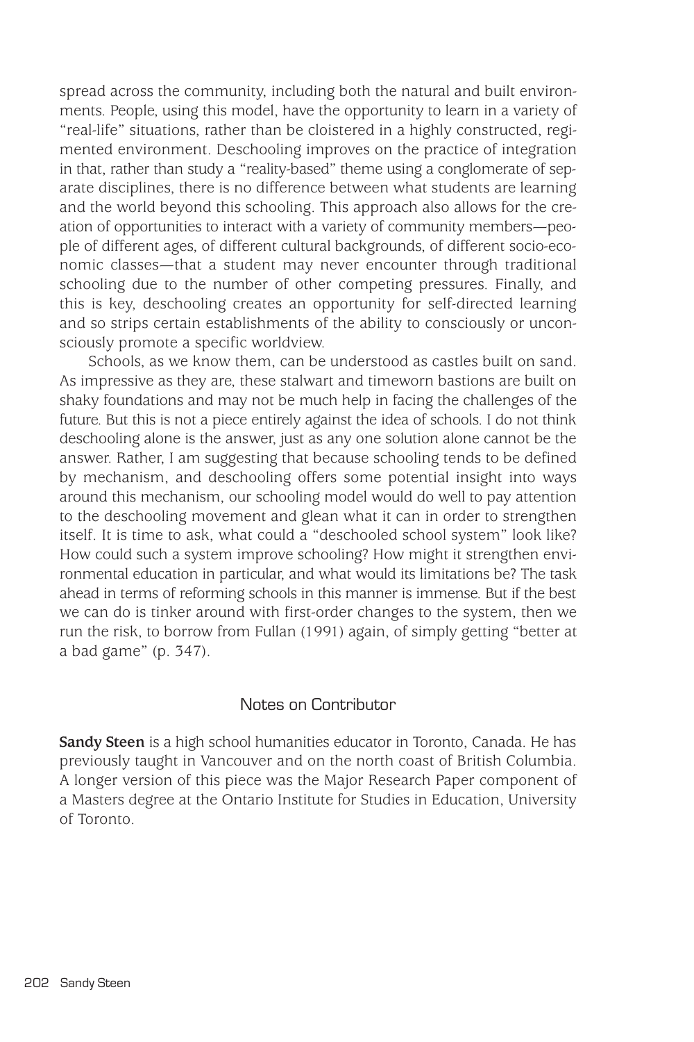spread across the community, including both the natural and built environments. People, using this model, have the opportunity to learn in a variety of "real-life" situations, rather than be cloistered in a highly constructed, regimented environment. Deschooling improves on the practice of integration in that, rather than study a "reality-based" theme using a conglomerate of separate disciplines, there is no difference between what students are learning and the world beyond this schooling. This approach also allows for the creation of opportunities to interact with a variety of community members—people of different ages, of different cultural backgrounds, of different socio-economic classes—that a student may never encounter through traditional schooling due to the number of other competing pressures. Finally, and this is key, deschooling creates an opportunity for self-directed learning and so strips certain establishments of the ability to consciously or unconsciously promote a specific worldview.

Schools, as we know them, can be understood as castles built on sand. As impressive as they are, these stalwart and timeworn bastions are built on shaky foundations and may not be much help in facing the challenges of the future. But this is not a piece entirely against the idea of schools. I do not think deschooling alone is the answer, just as any one solution alone cannot be the answer. Rather, I am suggesting that because schooling tends to be defined by mechanism, and deschooling offers some potential insight into ways around this mechanism, our schooling model would do well to pay attention to the deschooling movement and glean what it can in order to strengthen itself. It is time to ask, what could a "deschooled school system" look like? How could such a system improve schooling? How might it strengthen environmental education in particular, and what would its limitations be? The task ahead in terms of reforming schools in this manner is immense. But if the best we can do is tinker around with first-order changes to the system, then we run the risk, to borrow from Fullan (1991) again, of simply getting "better at a bad game" (p. 347).

## Notes on Contributor

**Sandy Steen** is a high school humanities educator in Toronto, Canada. He has previously taught in Vancouver and on the north coast of British Columbia. A longer version of this piece was the Major Research Paper component of a Masters degree at the Ontario Institute for Studies in Education, University of Toronto.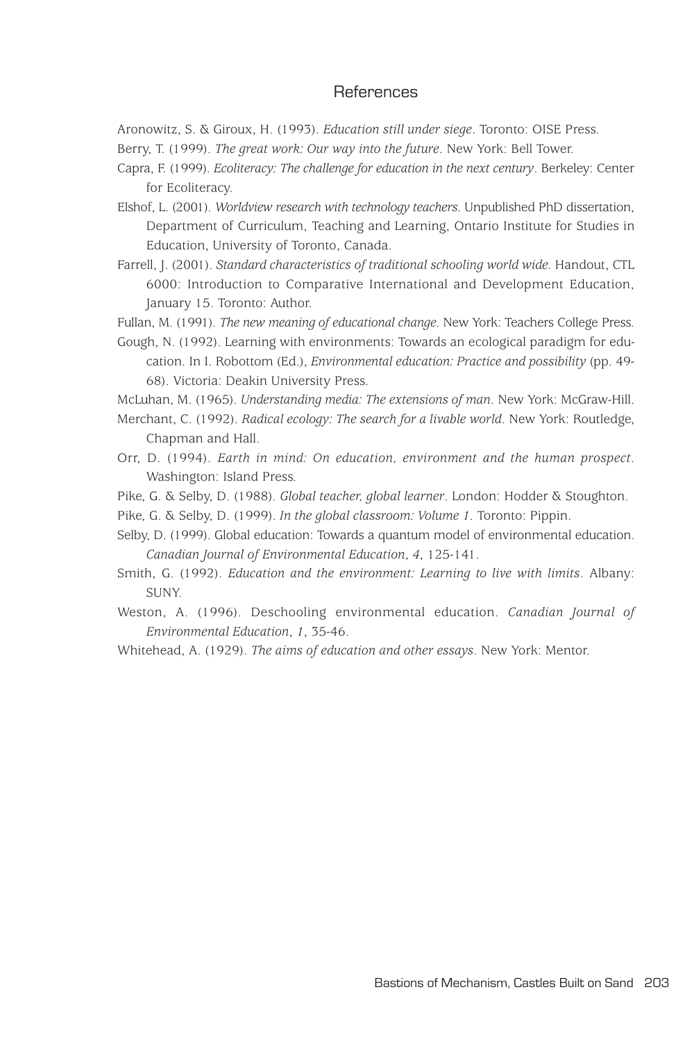## References

Aronowitz, S. & Giroux, H. (1993). *Education still under siege*. Toronto: OISE Press.

Berry, T. (1999). *The great work: Our way into the future*. New York: Bell Tower.

Capra, F. (1999). *Ecoliteracy: The challenge for education in the next century*. Berkeley: Center for Ecoliteracy.

Elshof, L. (2001). *Worldview research with technology teachers*. Unpublished PhD dissertation, Department of Curriculum, Teaching and Learning, Ontario Institute for Studies in Education, University of Toronto, Canada.

Farrell, J. (2001). *Standard characteristics of traditional schooling world wide*. Handout, CTL 6000: Introduction to Comparative International and Development Education, January 15. Toronto: Author.

Fullan, M. (1991). *The new meaning of educational change*. New York: Teachers College Press.

Gough, N. (1992). Learning with environments: Towards an ecological paradigm for education. In I. Robottom (Ed.), *Environmental education: Practice and possibility* (pp. 49-68). Victoria: Deakin University Press.

McLuhan, M. (1965). *Understanding media: The extensions of man*. New York: McGraw-Hill.

Merchant, C. (1992). *Radical ecology: The search for a livable world*. New York: Routledge, Chapman and Hall.

Orr, D. (1994). *Earth in mind: On education, environment and the human prospect*. Washington: Island Press.

Pike, G. & Selby, D. (1988). *Global teacher, global learner*. London: Hodder & Stoughton.

Pike, G. & Selby, D. (1999). *In the global classroom: Volume 1*. Toronto: Pippin.

Selby, D. (1999). Global education: Towards a quantum model of environmental education. *Canadian Journal of Environmental Education*, *4*, 125-141.

Smith, G. (1992). *Education and the environment: Learning to live with limits*. Albany: SUNY.

Weston, A. (1996). Deschooling environmental education. *Canadian Journal of Environmental Education*, *1*, 35-46.

Whitehead, A. (1929). *The aims of education and other essays*. New York: Mentor.